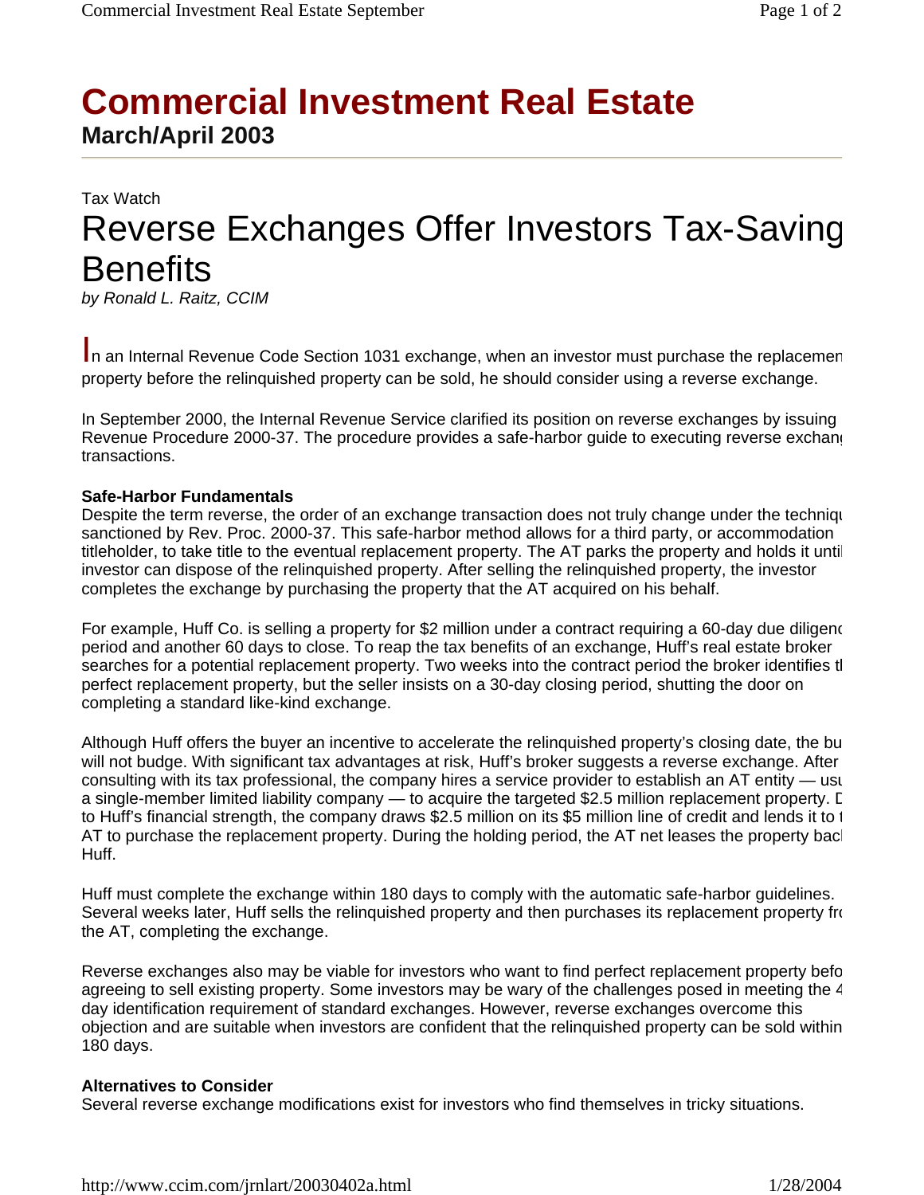# Commercial Investment Real Estate

**March/April 2003**

Tax Watch

## Reverse Exchanges Offer Investors Tax-Saving Benefits

*by Ronald L. Raitz, CCIM*

In an Internal Revenue Code Section 1031 exchange, when an investor must purchase the replacement property before the relinquished property can be sold, he should consider using a reverse exchange.

In September 2000, the Internal Revenue Service clarified its position on reverse exchanges by issuing Revenue Procedure 2000-37. The procedure provides a safe-harbor guide to executing reverse exchange transactions.

**Safe-Harbor Fundamentals**

Despite the term reverse, the order of an exchange transaction does not truly change under the technique sanctioned by Rev. Proc. 2000-37. This safe-harbor method allows for a third party, or accommodation titleholder, to take title to the eventual replacement property. The AT parks the property and holds it until the investor can dispose of the relinquished property. After selling the relinquished property, the investor completes the exchange by purchasing the property that the AT acquired on his behalf.

For example, Huff Co. is selling a property for $2 million under a contract requiring a 60-day due diligence period and another 60 days to close. To reap the tax benefits of an exchange, Huff's real estate broker searches for a potential replacement property. Two weeks into the contract period the broker identifies the perfect replacement property, but the seller insists on a 30-day closing period, shutting the door on completing a standard like-kind exchange.

Although Huff offers the buyer an incentive to accelerate the relinquished property's closing date, the buyer will not budge. With significant tax advantages at risk, Huff's broker suggests a reverse exchange. After consulting with its tax professional, the company hires a service provider to establish an AT entity — usually a single-member limited liability company — to acquire the targeted $2.5 million replacement property. Due to Huff's financial strength, the company draws $2.5 million on its $5 million line of credit and lends it to the AT to purchase the replacement property. During the holding period, the AT net leases the property back to Huff.

Huff must complete the exchange within 180 days to comply with the automatic safe-harbor guidelines. Several weeks later, Huff sells the relinquished property and then purchases its replacement property from the AT, completing the exchange.

Reverse exchanges also may be viable for investors who want to find perfect replacement property before agreeing to sell existing property. Some investors may be wary of the challenges posed in meeting the 45-day identification requirement of standard exchanges. However, reverse exchanges overcome this objection and are suitable when investors are confident that the relinquished property can be sold within 180 days.

**Alternatives to Consider**

Several reverse exchange modifications exist for investors who find themselves in tricky situations.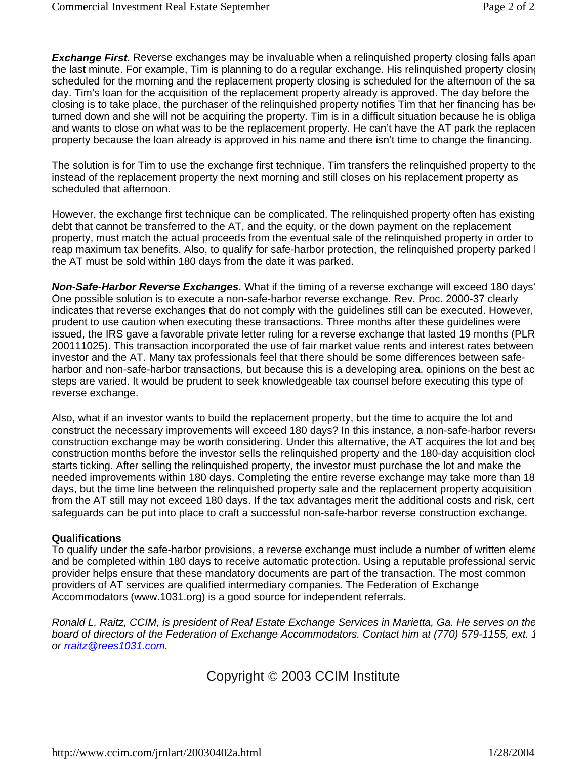**Exchange First.** Reverse exchanges may be invaluable when a relinquished property closing falls apart the last minute. For example, Tim is planning to do a regular exchange. His relinquished property closing scheduled for the morning and the replacement property closing is scheduled for the afternoon of the sa day. Tim's loan for the acquisition of the replacement property already is approved. The day before the closing is to take place, the purchaser of the relinquished property notifies Tim that her financing has be turned down and she will not be acquiring the property. Tim is in a difficult situation because he is obliga and wants to close on what was to be the replacement property. He can't have the AT park the replacen property because the loan already is approved in his name and there isn't time to change the financing.

The solution is for Tim to use the exchange first technique. Tim transfers the relinquished property to the instead of the replacement property the next morning and still closes on his replacement property as scheduled that afternoon.

However, the exchange first technique can be complicated. The relinquished property often has existing debt that cannot be transferred to the AT, and the equity, or the down payment on the replacement property, must match the actual proceeds from the eventual sale of the relinquished property in order to reap maximum tax benefits. Also, to qualify for safe-harbor protection, the relinquished property parked l the AT must be sold within 180 days from the date it was parked.

**Non-Safe-Harbor Reverse Exchanges.** What if the timing of a reverse exchange will exceed 180 days' One possible solution is to execute a non-safe-harbor reverse exchange. Rev. Proc. 2000-37 clearly indicates that reverse exchanges that do not comply with the guidelines still can be executed. However, prudent to use caution when executing these transactions. Three months after these guidelines were issued, the IRS gave a favorable private letter ruling for a reverse exchange that lasted 19 months (PLR 200111025). This transaction incorporated the use of fair market value rents and interest rates between investor and the AT. Many tax professionals feel that there should be some differences between safe-harbor and non-safe-harbor transactions, but because this is a developing area, opinions on the best ac steps are varied. It would be prudent to seek knowledgeable tax counsel before executing this type of reverse exchange.

Also, what if an investor wants to build the replacement property, but the time to acquire the lot and construct the necessary improvements will exceed 180 days? In this instance, a non-safe-harbor reverse construction exchange may be worth considering. Under this alternative, the AT acquires the lot and beg construction months before the investor sells the relinquished property and the 180-day acquisition clock starts ticking. After selling the relinquished property, the investor must purchase the lot and make the needed improvements within 180 days. Completing the entire reverse exchange may take more than 18 days, but the time line between the relinquished property sale and the replacement property acquisition from the AT still may not exceed 180 days. If the tax advantages merit the additional costs and risk, cert safeguards can be put into place to craft a successful non-safe-harbor reverse construction exchange.

**Qualifications**

To qualify under the safe-harbor provisions, a reverse exchange must include a number of written eleme and be completed within 180 days to receive automatic protection. Using a reputable professional servic provider helps ensure that these mandatory documents are part of the transaction. The most common providers of AT services are qualified intermediary companies. The Federation of Exchange Accommodators (www.1031.org) is a good source for independent referrals.

*Ronald L. Raitz, CCIM, is president of Real Estate Exchange Services in Marietta, Ga. He serves on the board of directors of the Federation of Exchange Accommodators. Contact him at (770) 579-1155, ext. 1 or rraitz@rees1031.com.*

Copyright © 2003 CCIM Institute